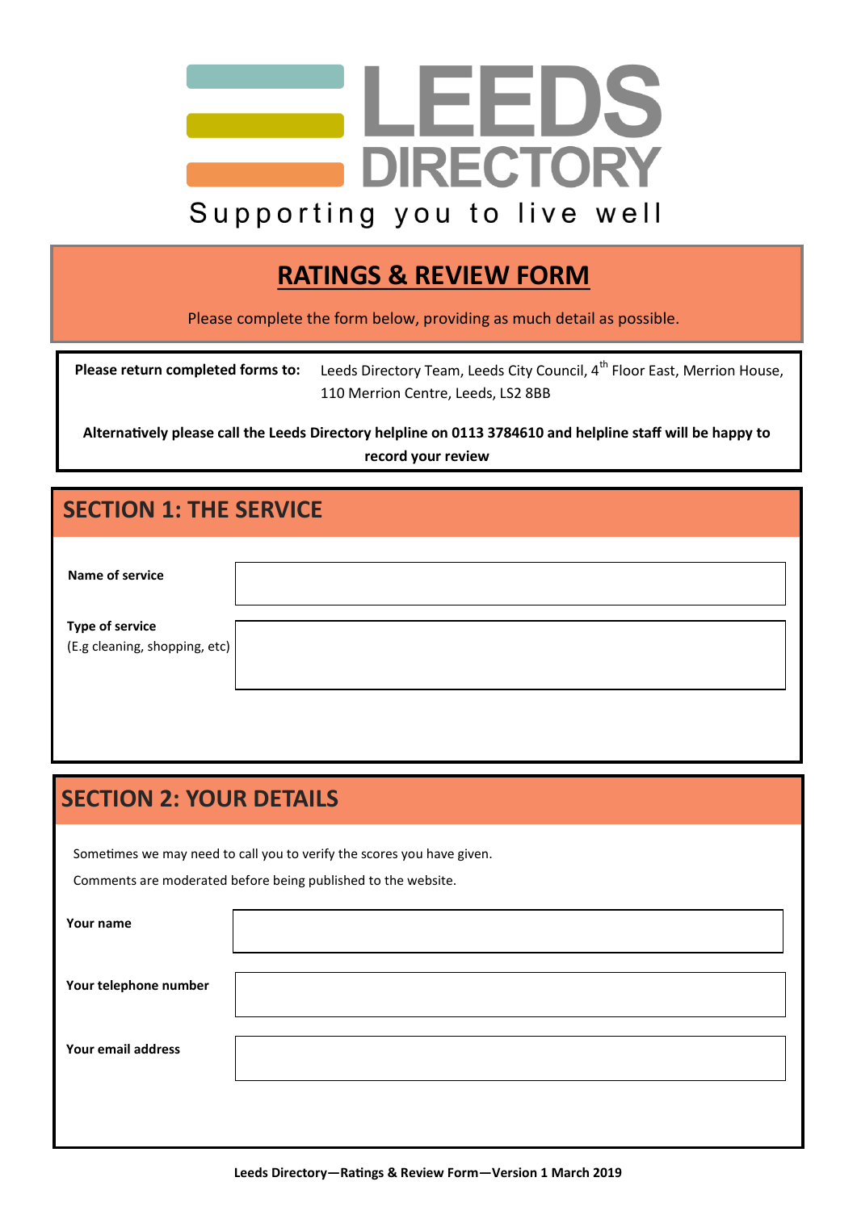# LEEDS DIRECTORY

Supporting you to live well

## RATINGS & REVIEW FORM

Please complete the form below, providing as much detail as possible.

**Please return completed forms to:** Leeds Directory Team, Leeds City Council, 4th Floor East, Merrion House, 110 Merrion Centre, Leeds, LS2 8BB

**Alternatively please call the Leeds Directory helpline on 0113 3784610 and helpline staff will be happy to record your review**

## SECTION 1: THE SERVICE

| | |
|---|---|
| **Name of service** | |
| **Type of service** (E.g cleaning, shopping, etc) | |

## SECTION 2: YOUR DETAILS

Sometimes we may need to call you to verify the scores you have given.

Comments are moderated before being published to the website.

| | |
|---|---|
| **Your name** | |
| **Your telephone number** | |
| **Your email address** | |

Leeds Directory—Ratings & Review Form—Version 1 March 2019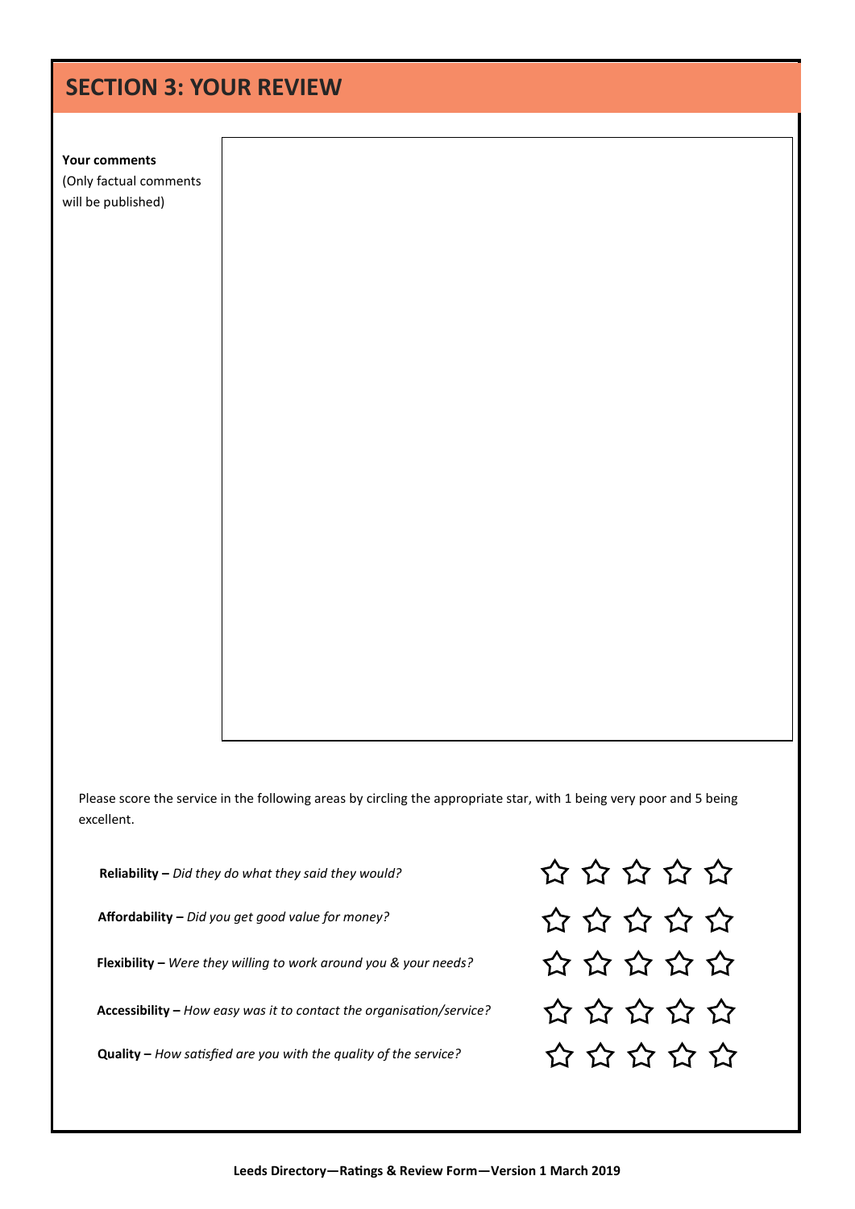## SECTION 3: YOUR REVIEW

**Your comments**
(Only factual comments will be published)

Please score the service in the following areas by circling the appropriate star, with 1 being very poor and 5 being excellent.

**Reliability –** *Did they do what they said they would?* ☆ ☆ ☆ ☆ ☆

**Affordability –** *Did you get good value for money?* ☆ ☆ ☆ ☆ ☆

**Flexibility –** *Were they willing to work around you & your needs?* ☆ ☆ ☆ ☆ ☆

**Accessibility –** *How easy was it to contact the organisation/service?* ☆ ☆ ☆ ☆ ☆

**Quality –** *How satisfied are you with the quality of the service?* ☆ ☆ ☆ ☆ ☆